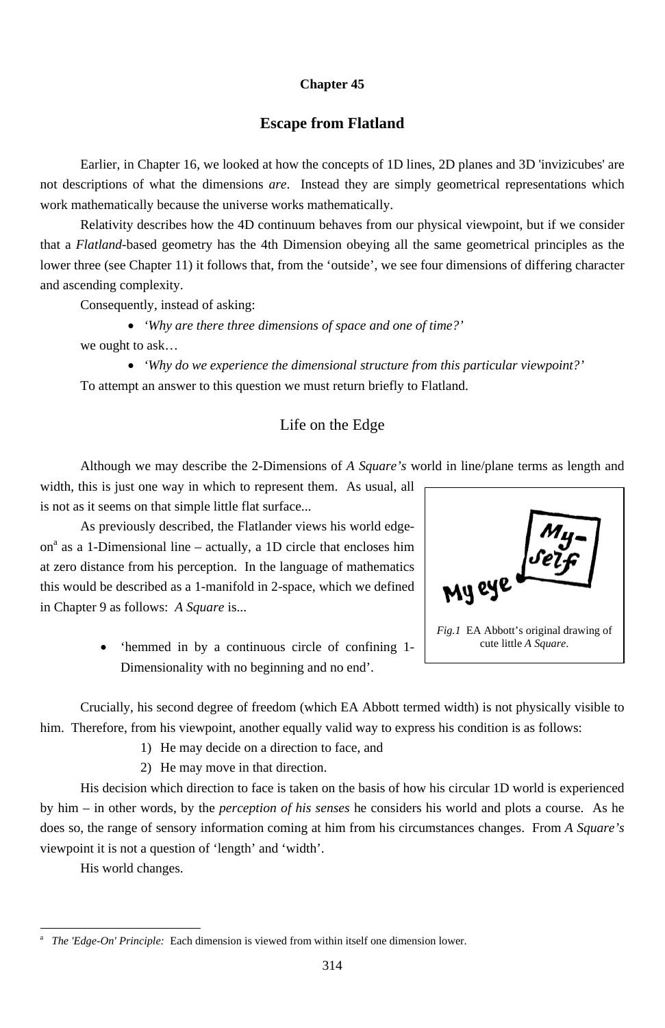# Chapter 45

## Escape from Flatland

Earlier, in Chapter 16, we looked at how the concepts of 1D lines, 2D planes and 3D 'invizicubes' are not descriptions of what the dimensions *are*. Instead they are simply geometrical representations which work mathematically because the universe works mathematically.

Relativity describes how the 4D continuum behaves from our physical viewpoint, but if we consider that a *Flatland*-based geometry has the 4th Dimension obeying all the same geometrical principles as the lower three (see Chapter 11) it follows that, from the 'outside', we see four dimensions of differing character and ascending complexity.

Consequently, instead of asking:

- *'Why are there three dimensions of space and one of time?'*

we ought to ask…

- *'Why do we experience the dimensional structure from this particular viewpoint?'*

To attempt an answer to this question we must return briefly to Flatland.

### Life on the Edge

Although we may describe the 2-Dimensions of *A Square's* world in line/plane terms as length and width, this is just one way in which to represent them. As usual, all is not as it seems on that simple little flat surface...

As previously described, the Flatlander views his world edge-on[a] as a 1-Dimensional line – actually, a 1D circle that encloses him at zero distance from his perception. In the language of mathematics this would be described as a 1-manifold in 2-space, which we defined in Chapter 9 as follows: *A Square* is...

- 'hemmed in by a continuous circle of confining 1-Dimensionality with no beginning and no end'.

*Fig.1* EA Abbott's original drawing of cute little *A Square*.

Crucially, his second degree of freedom (which EA Abbott termed width) is not physically visible to him. Therefore, from his viewpoint, another equally valid way to express his condition is as follows:

1) He may decide on a direction to face, and
2) He may move in that direction.

His decision which direction to face is taken on the basis of how his circular 1D world is experienced by him – in other words, by the *perception of his senses* he considers his world and plots a course. As he does so, the range of sensory information coming at him from his circumstances changes. From *A Square's* viewpoint it is not a question of 'length' and 'width'.

His world changes.

---

[a] *The 'Edge-On' Principle:* Each dimension is viewed from within itself one dimension lower.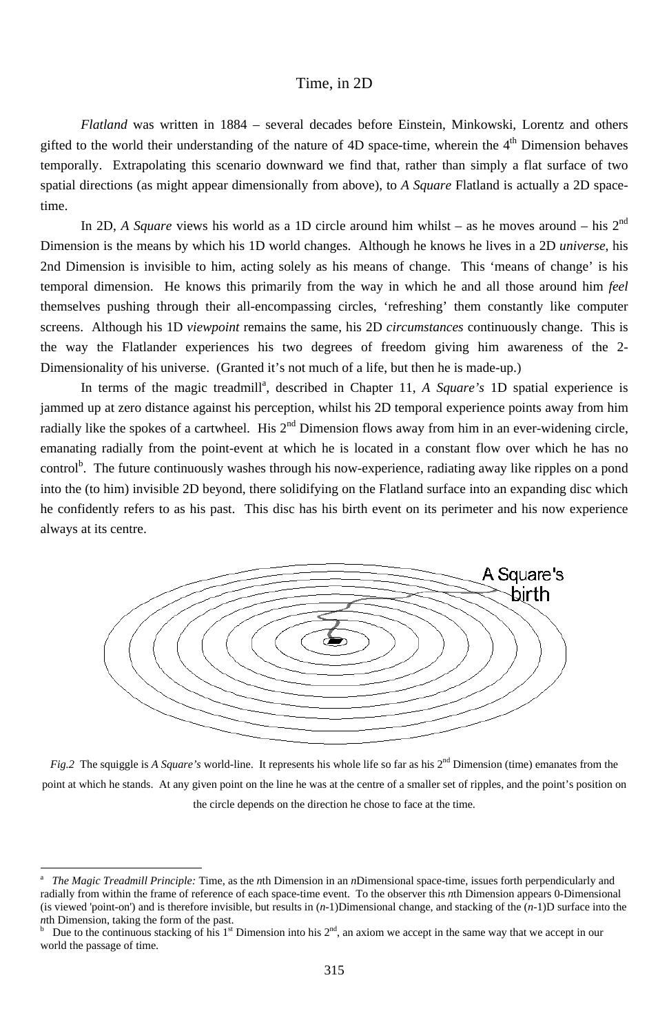Time, in 2D

*Flatland* was written in 1884 – several decades before Einstein, Minkowski, Lorentz and others gifted to the world their understanding of the nature of 4D space-time, wherein the 4th Dimension behaves temporally. Extrapolating this scenario downward we find that, rather than simply a flat surface of two spatial directions (as might appear dimensionally from above), to *A Square* Flatland is actually a 2D space-time.

In 2D, *A Square* views his world as a 1D circle around him whilst – as he moves around – his 2nd Dimension is the means by which his 1D world changes. Although he knows he lives in a 2D *universe*, his 2nd Dimension is invisible to him, acting solely as his means of change. This 'means of change' is his temporal dimension. He knows this primarily from the way in which he and all those around him *feel* themselves pushing through their all-encompassing circles, 'refreshing' them constantly like computer screens. Although his 1D *viewpoint* remains the same, his 2D *circumstances* continuously change. This is the way the Flatlander experiences his two degrees of freedom giving him awareness of the 2-Dimensionality of his universe. (Granted it's not much of a life, but then he is made-up.)

In terms of the magic treadmill[a], described in Chapter 11, *A Square's* 1D spatial experience is jammed up at zero distance against his perception, whilst his 2D temporal experience points away from him radially like the spokes of a cartwheel. His 2nd Dimension flows away from him in an ever-widening circle, emanating radially from the point-event at which he is located in a constant flow over which he has no control[b]. The future continuously washes through his now-experience, radiating away like ripples on a pond into the (to him) invisible 2D beyond, there solidifying on the Flatland surface into an expanding disc which he confidently refers to as his past. This disc has his birth event on its perimeter and his now experience always at its centre.

A Square's birth

*Fig.2* The squiggle is *A Square's* world-line. It represents his whole life so far as his 2nd Dimension (time) emanates from the point at which he stands. At any given point on the line he was at the centre of a smaller set of ripples, and the point's position on the circle depends on the direction he chose to face at the time.

---

[a] *The Magic Treadmill Principle:* Time, as the *n*th Dimension in an *n*Dimensional space-time, issues forth perpendicularly and radially from within the frame of reference of each space-time event. To the observer this *n*th Dimension appears 0-Dimensional (is viewed 'point-on') and is therefore invisible, but results in (*n*-1)Dimensional change, and stacking of the (*n*-1)D surface into the *n*th Dimension, taking the form of the past.

[b] Due to the continuous stacking of his 1st Dimension into his 2nd, an axiom we accept in the same way that we accept in our world the passage of time.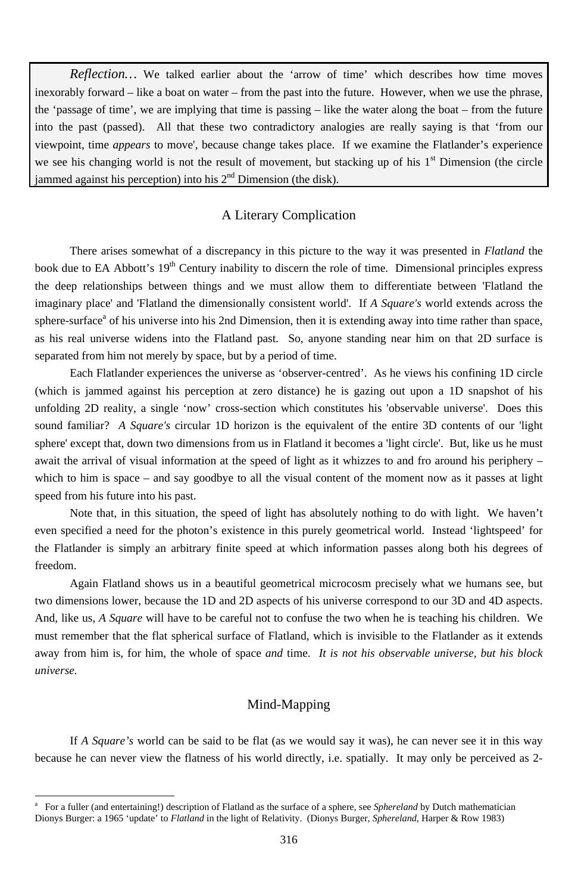> *Reflection…* We talked earlier about the 'arrow of time' which describes how time moves inexorably forward – like a boat on water – from the past into the future. However, when we use the phrase, the 'passage of time', we are implying that time is passing – like the water along the boat – from the future into the past (passed). All that these two contradictory analogies are really saying is that 'from our viewpoint, time *appears* to move', because change takes place. If we examine the Flatlander's experience we see his changing world is not the result of movement, but stacking up of his 1st Dimension (the circle jammed against his perception) into his 2nd Dimension (the disk).

## A Literary Complication

There arises somewhat of a discrepancy in this picture to the way it was presented in *Flatland* the book due to EA Abbott's 19th Century inability to discern the role of time. Dimensional principles express the deep relationships between things and we must allow them to differentiate between 'Flatland the imaginary place' and 'Flatland the dimensionally consistent world'. If *A Square's* world extends across the sphere-surface[a] of his universe into his 2nd Dimension, then it is extending away into time rather than space, as his real universe widens into the Flatland past. So, anyone standing near him on that 2D surface is separated from him not merely by space, but by a period of time.

Each Flatlander experiences the universe as 'observer-centred'. As he views his confining 1D circle (which is jammed against his perception at zero distance) he is gazing out upon a 1D snapshot of his unfolding 2D reality, a single 'now' cross-section which constitutes his 'observable universe'. Does this sound familiar? *A Square's* circular 1D horizon is the equivalent of the entire 3D contents of our 'light sphere' except that, down two dimensions from us in Flatland it becomes a 'light circle'. But, like us he must await the arrival of visual information at the speed of light as it whizzes to and fro around his periphery – which to him is space – and say goodbye to all the visual content of the moment now as it passes at light speed from his future into his past.

Note that, in this situation, the speed of light has absolutely nothing to do with light. We haven't even specified a need for the photon's existence in this purely geometrical world. Instead 'lightspeed' for the Flatlander is simply an arbitrary finite speed at which information passes along both his degrees of freedom.

Again Flatland shows us in a beautiful geometrical microcosm precisely what we humans see, but two dimensions lower, because the 1D and 2D aspects of his universe correspond to our 3D and 4D aspects. And, like us, *A Square* will have to be careful not to confuse the two when he is teaching his children. We must remember that the flat spherical surface of Flatland, which is invisible to the Flatlander as it extends away from him is, for him, the whole of space *and* time. *It is not his observable universe, but his block universe.*

## Mind-Mapping

If *A Square's* world can be said to be flat (as we would say it was), he can never see it in this way because he can never view the flatness of his world directly, i.e. spatially. It may only be perceived as 2-

---

[a] For a fuller (and entertaining!) description of Flatland as the surface of a sphere, see *Sphereland* by Dutch mathematician Dionys Burger: a 1965 'update' to *Flatland* in the light of Relativity. (Dionys Burger, *Sphereland*, Harper & Row 1983)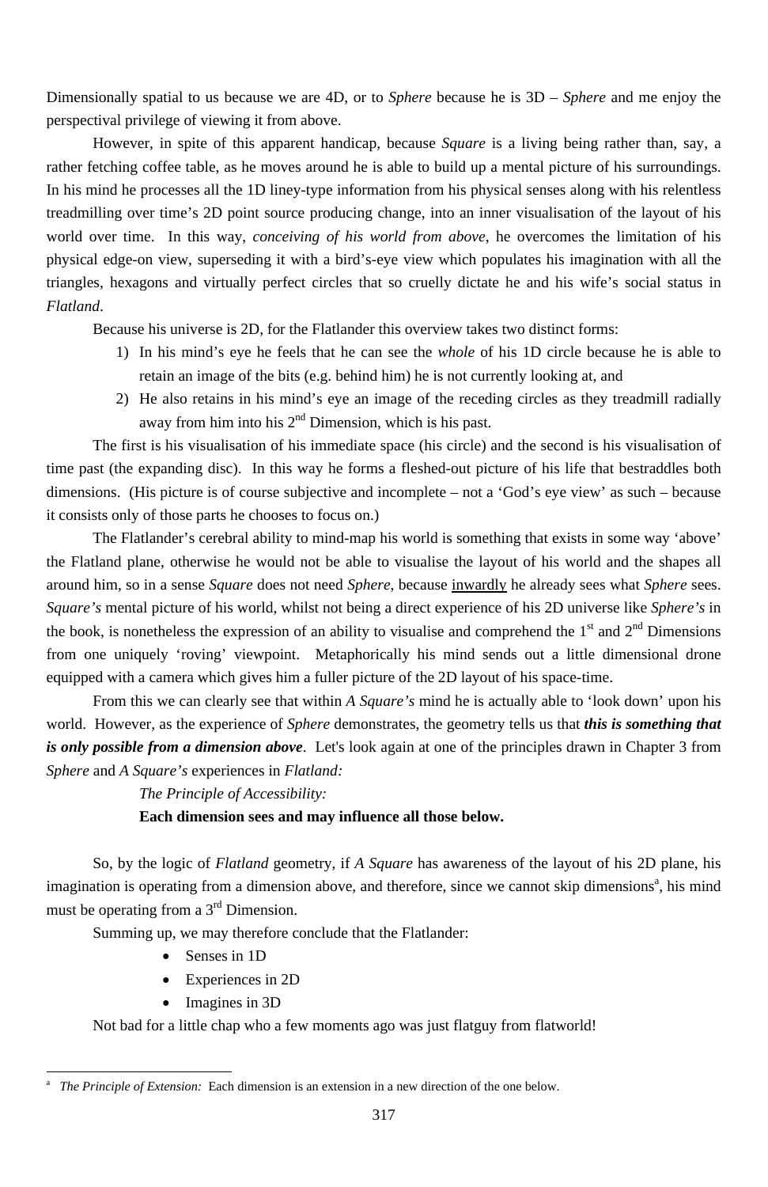Dimensionally spatial to us because we are 4D, or to *Sphere* because he is 3D – *Sphere* and me enjoy the perspectival privilege of viewing it from above.

However, in spite of this apparent handicap, because *Square* is a living being rather than, say, a rather fetching coffee table, as he moves around he is able to build up a mental picture of his surroundings. In his mind he processes all the 1D liney-type information from his physical senses along with his relentless treadmilling over time's 2D point source producing change, into an inner visualisation of the layout of his world over time. In this way, *conceiving of his world from above*, he overcomes the limitation of his physical edge-on view, superseding it with a bird's-eye view which populates his imagination with all the triangles, hexagons and virtually perfect circles that so cruelly dictate he and his wife's social status in *Flatland*.

Because his universe is 2D, for the Flatlander this overview takes two distinct forms:

1) In his mind's eye he feels that he can see the *whole* of his 1D circle because he is able to retain an image of the bits (e.g. behind him) he is not currently looking at, and
2) He also retains in his mind's eye an image of the receding circles as they treadmill radially away from him into his 2nd Dimension, which is his past.

The first is his visualisation of his immediate space (his circle) and the second is his visualisation of time past (the expanding disc). In this way he forms a fleshed-out picture of his life that bestraddles both dimensions. (His picture is of course subjective and incomplete – not a 'God's eye view' as such – because it consists only of those parts he chooses to focus on.)

The Flatlander's cerebral ability to mind-map his world is something that exists in some way 'above' the Flatland plane, otherwise he would not be able to visualise the layout of his world and the shapes all around him, so in a sense *Square* does not need *Sphere*, because inwardly he already sees what *Sphere* sees. *Square's* mental picture of his world, whilst not being a direct experience of his 2D universe like *Sphere's* in the book, is nonetheless the expression of an ability to visualise and comprehend the 1st and 2nd Dimensions from one uniquely 'roving' viewpoint. Metaphorically his mind sends out a little dimensional drone equipped with a camera which gives him a fuller picture of the 2D layout of his space-time.

From this we can clearly see that within *A Square's* mind he is actually able to 'look down' upon his world. However, as the experience of *Sphere* demonstrates, the geometry tells us that ***this is something that is only possible from a dimension above***. Let's look again at one of the principles drawn in Chapter 3 from *Sphere* and *A Square's* experiences in *Flatland:*

> *The Principle of Accessibility:*
>
> **Each dimension sees and may influence all those below.**

So, by the logic of *Flatland* geometry, if *A Square* has awareness of the layout of his 2D plane, his imagination is operating from a dimension above, and therefore, since we cannot skip dimensions[a], his mind must be operating from a 3rd Dimension.

Summing up, we may therefore conclude that the Flatlander:

- Senses in 1D
- Experiences in 2D
- Imagines in 3D

Not bad for a little chap who a few moments ago was just flatguy from flatworld!

---

[a] *The Principle of Extension:* Each dimension is an extension in a new direction of the one below.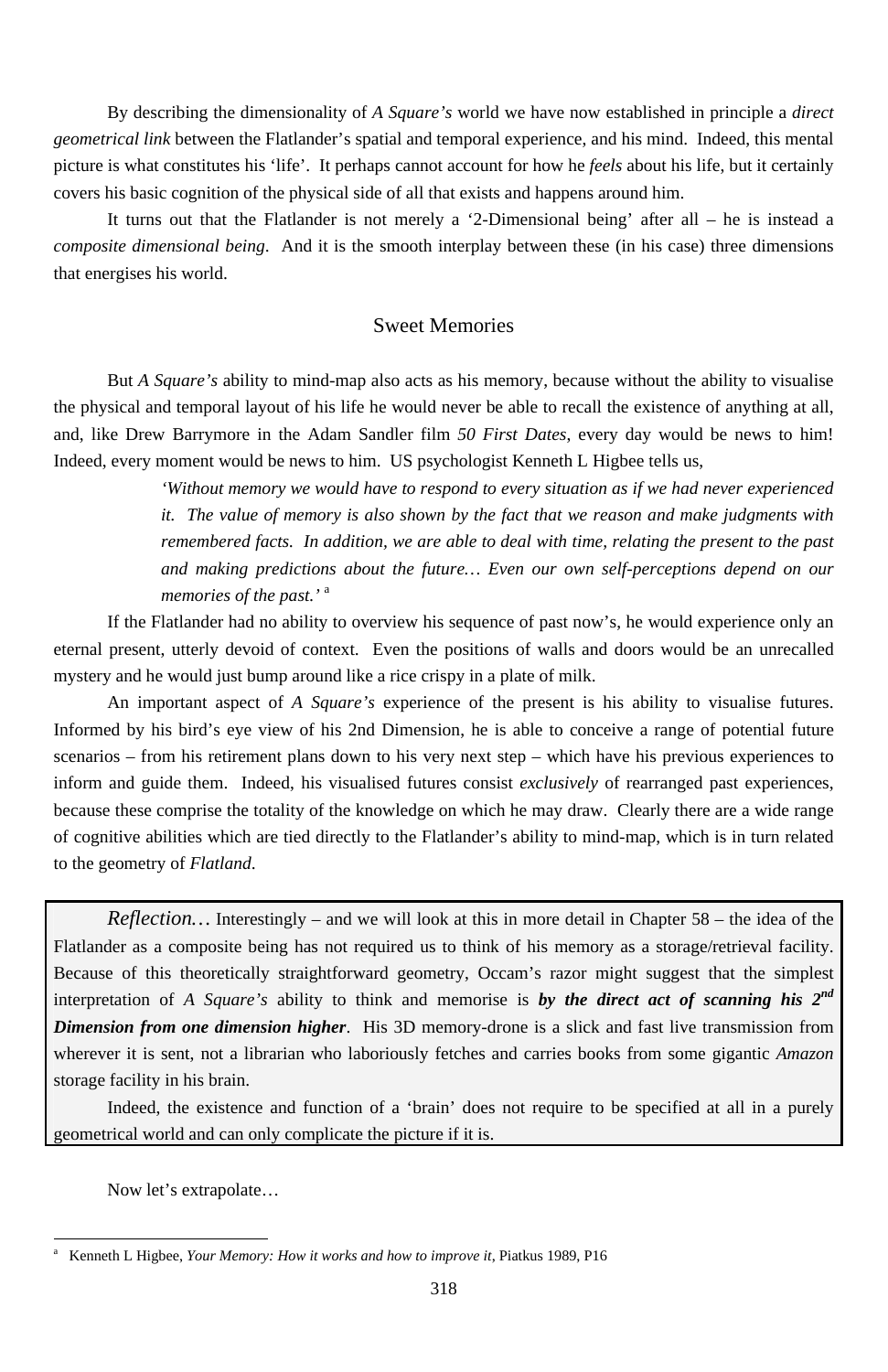By describing the dimensionality of *A Square's* world we have now established in principle a *direct geometrical link* between the Flatlander's spatial and temporal experience, and his mind. Indeed, this mental picture is what constitutes his 'life'. It perhaps cannot account for how he *feels* about his life, but it certainly covers his basic cognition of the physical side of all that exists and happens around him.

It turns out that the Flatlander is not merely a '2-Dimensional being' after all – he is instead a *composite dimensional being*. And it is the smooth interplay between these (in his case) three dimensions that energises his world.

## Sweet Memories

But *A Square's* ability to mind-map also acts as his memory, because without the ability to visualise the physical and temporal layout of his life he would never be able to recall the existence of anything at all, and, like Drew Barrymore in the Adam Sandler film *50 First Dates*, every day would be news to him! Indeed, every moment would be news to him. US psychologist Kenneth L Higbee tells us,

> *'Without memory we would have to respond to every situation as if we had never experienced it. The value of memory is also shown by the fact that we reason and make judgments with remembered facts. In addition, we are able to deal with time, relating the present to the past and making predictions about the future… Even our own self-perceptions depend on our memories of the past.'* [a]

If the Flatlander had no ability to overview his sequence of past now's, he would experience only an eternal present, utterly devoid of context. Even the positions of walls and doors would be an unrecalled mystery and he would just bump around like a rice crispy in a plate of milk.

An important aspect of *A Square's* experience of the present is his ability to visualise futures. Informed by his bird's eye view of his 2nd Dimension, he is able to conceive a range of potential future scenarios – from his retirement plans down to his very next step – which have his previous experiences to inform and guide them. Indeed, his visualised futures consist *exclusively* of rearranged past experiences, because these comprise the totality of the knowledge on which he may draw. Clearly there are a wide range of cognitive abilities which are tied directly to the Flatlander's ability to mind-map, which is in turn related to the geometry of *Flatland*.

> *Reflection…* Interestingly – and we will look at this in more detail in Chapter 58 – the idea of the Flatlander as a composite being has not required us to think of his memory as a storage/retrieval facility. Because of this theoretically straightforward geometry, Occam's razor might suggest that the simplest interpretation of *A Square's* ability to think and memorise is ***by the direct act of scanning his 2nd Dimension from one dimension higher***. His 3D memory-drone is a slick and fast live transmission from wherever it is sent, not a librarian who laboriously fetches and carries books from some gigantic *Amazon* storage facility in his brain.
>
> Indeed, the existence and function of a 'brain' does not require to be specified at all in a purely geometrical world and can only complicate the picture if it is.

Now let's extrapolate…

---

[a] Kenneth L Higbee, *Your Memory: How it works and how to improve it*, Piatkus 1989, P16